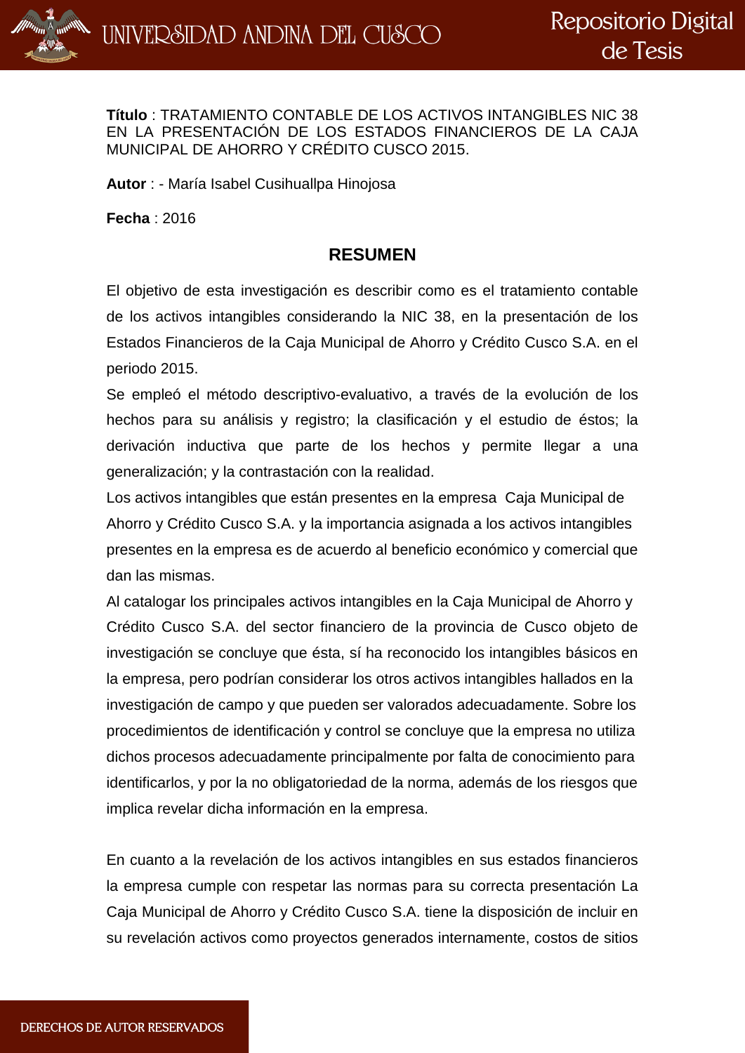**Título** : TRATAMIENTO CONTABLE DE LOS ACTIVOS INTANGIBLES NIC 38 EN LA PRESENTACIÓN DE LOS ESTADOS FINANCIEROS DE LA CAJA MUNICIPAL DE AHORRO Y CRÉDITO CUSCO 2015.

**Autor** : - María Isabel Cusihuallpa Hinojosa

**Fecha** : 2016

## RESUMEN

El objetivo de esta investigación es describir como es el tratamiento contable de los activos intangibles considerando la NIC 38, en la presentación de los Estados Financieros de la Caja Municipal de Ahorro y Crédito Cusco S.A. en el periodo 2015.

Se empleó el método descriptivo-evaluativo, a través de la evolución de los hechos para su análisis y registro; la clasificación y el estudio de éstos; la derivación inductiva que parte de los hechos y permite llegar a una generalización; y la contrastación con la realidad.

Los activos intangibles que están presentes en la empresa Caja Municipal de Ahorro y Crédito Cusco S.A. y la importancia asignada a los activos intangibles presentes en la empresa es de acuerdo al beneficio económico y comercial que dan las mismas.

Al catalogar los principales activos intangibles en la Caja Municipal de Ahorro y Crédito Cusco S.A. del sector financiero de la provincia de Cusco objeto de investigación se concluye que ésta, sí ha reconocido los intangibles básicos en la empresa, pero podrían considerar los otros activos intangibles hallados en la investigación de campo y que pueden ser valorados adecuadamente. Sobre los procedimientos de identificación y control se concluye que la empresa no utiliza dichos procesos adecuadamente principalmente por falta de conocimiento para identificarlos, y por la no obligatoriedad de la norma, además de los riesgos que implica revelar dicha información en la empresa.

En cuanto a la revelación de los activos intangibles en sus estados financieros la empresa cumple con respetar las normas para su correcta presentación La Caja Municipal de Ahorro y Crédito Cusco S.A. tiene la disposición de incluir en su revelación activos como proyectos generados internamente, costos de sitios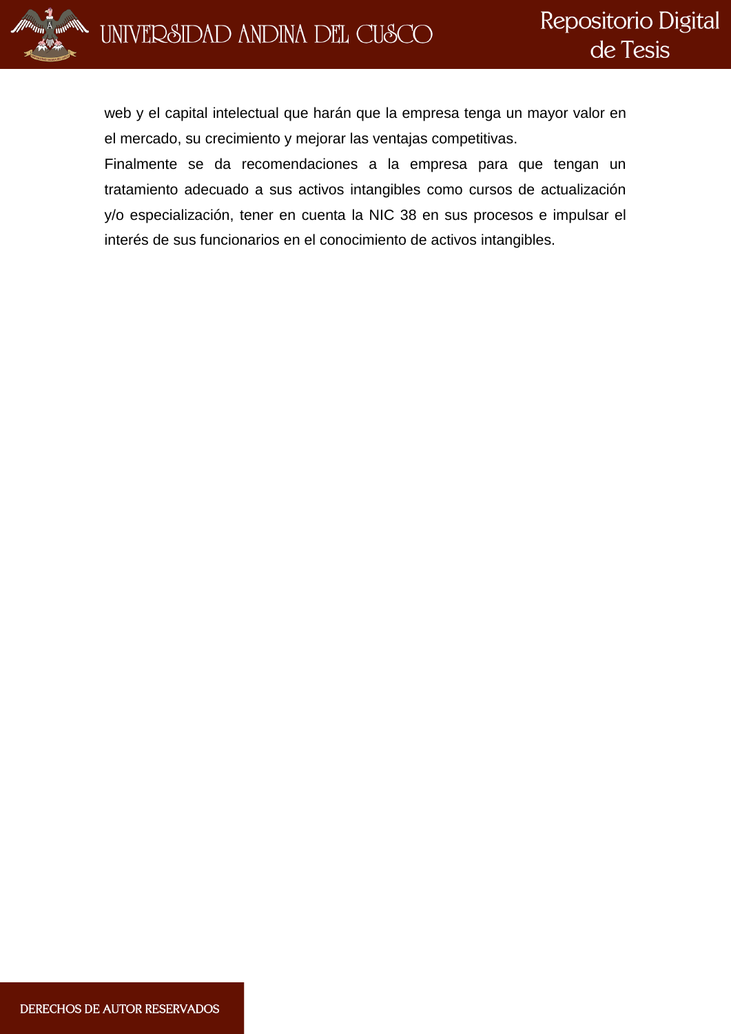web y el capital intelectual que harán que la empresa tenga un mayor valor en el mercado, su crecimiento y mejorar las ventajas competitivas.

Finalmente se da recomendaciones a la empresa para que tengan un tratamiento adecuado a sus activos intangibles como cursos de actualización y/o especialización, tener en cuenta la NIC 38 en sus procesos e impulsar el interés de sus funcionarios en el conocimiento de activos intangibles.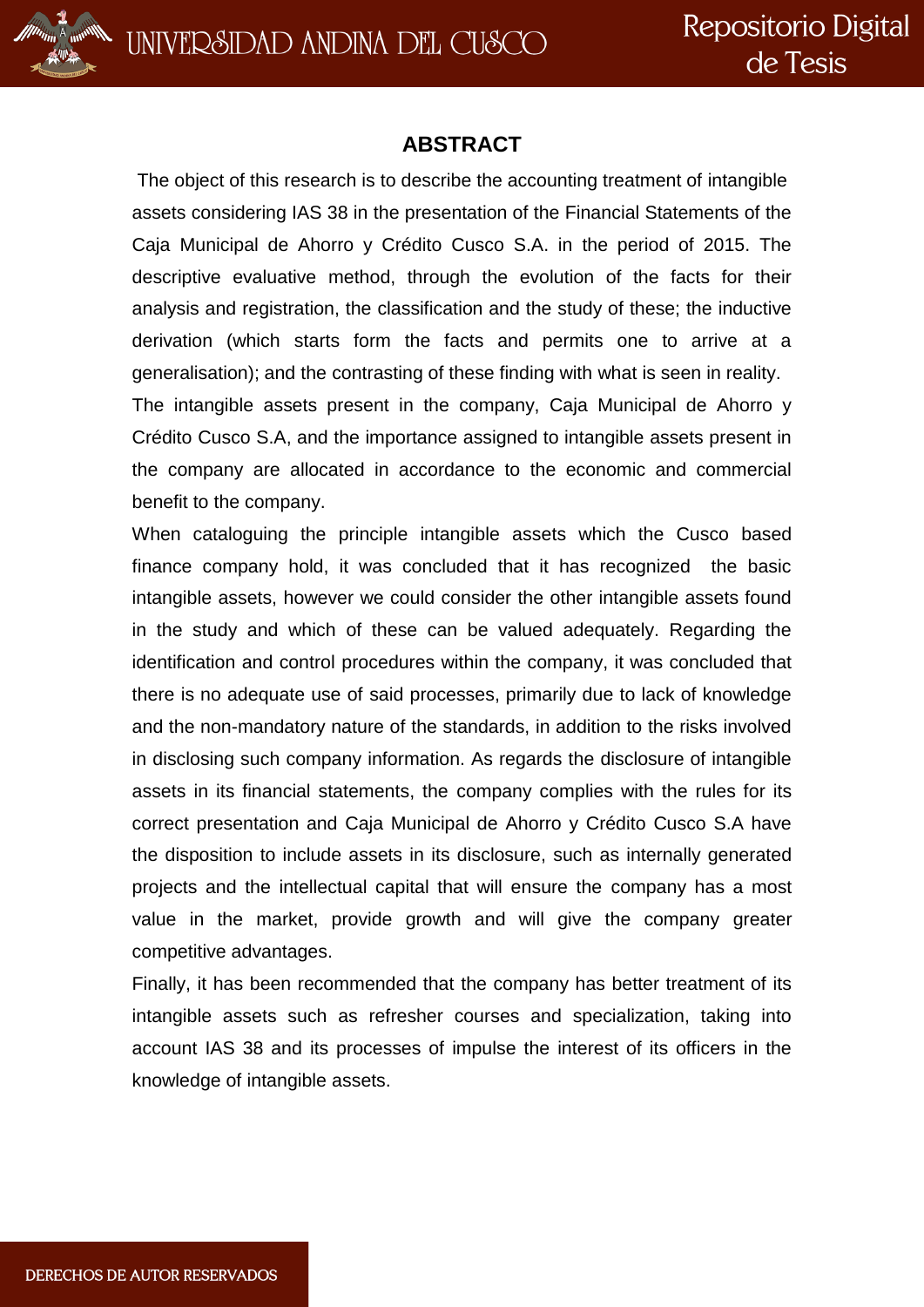## ABSTRACT

The object of this research is to describe the accounting treatment of intangible assets considering IAS 38 in the presentation of the Financial Statements of the Caja Municipal de Ahorro y Crédito Cusco S.A. in the period of 2015. The descriptive evaluative method, through the evolution of the facts for their analysis and registration, the classification and the study of these; the inductive derivation (which starts form the facts and permits one to arrive at a generalisation); and the contrasting of these finding with what is seen in reality.

The intangible assets present in the company, Caja Municipal de Ahorro y Crédito Cusco S.A, and the importance assigned to intangible assets present in the company are allocated in accordance to the economic and commercial benefit to the company.

When cataloguing the principle intangible assets which the Cusco based finance company hold, it was concluded that it has recognized the basic intangible assets, however we could consider the other intangible assets found in the study and which of these can be valued adequately. Regarding the identification and control procedures within the company, it was concluded that there is no adequate use of said processes, primarily due to lack of knowledge and the non-mandatory nature of the standards, in addition to the risks involved in disclosing such company information. As regards the disclosure of intangible assets in its financial statements, the company complies with the rules for its correct presentation and Caja Municipal de Ahorro y Crédito Cusco S.A have the disposition to include assets in its disclosure, such as internally generated projects and the intellectual capital that will ensure the company has a most value in the market, provide growth and will give the company greater competitive advantages.

Finally, it has been recommended that the company has better treatment of its intangible assets such as refresher courses and specialization, taking into account IAS 38 and its processes of impulse the interest of its officers in the knowledge of intangible assets.